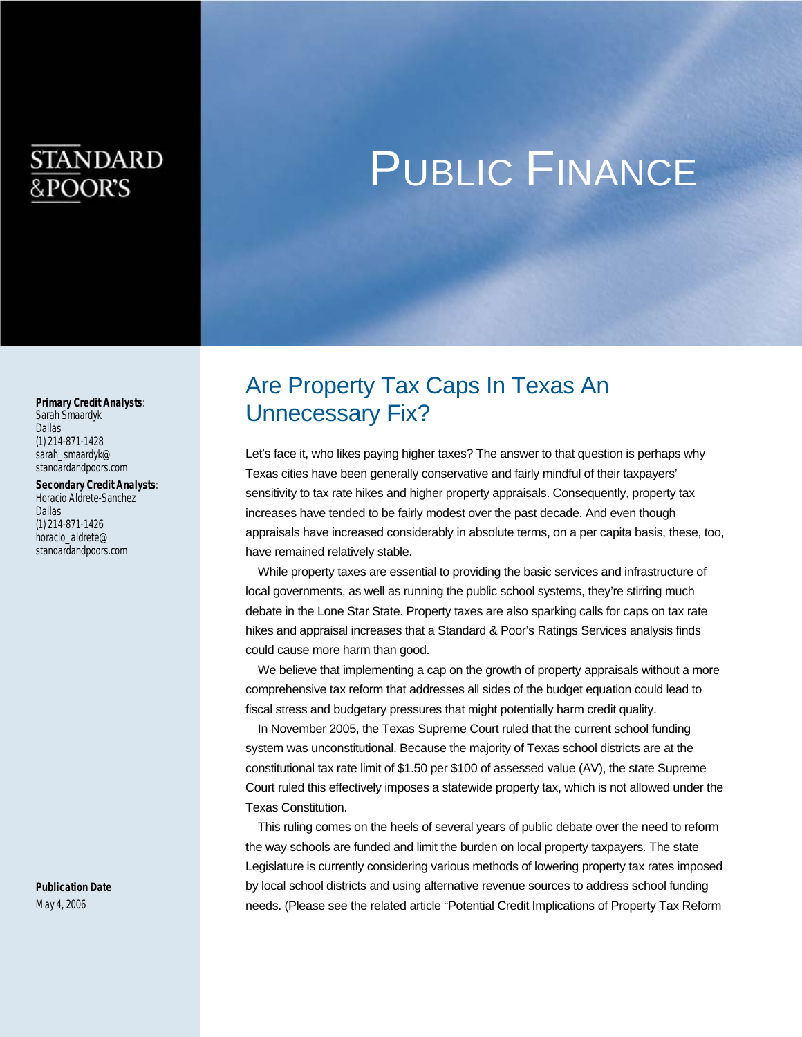STANDARD & POOR'S

# PUBLIC FINANCE

**Primary Credit Analysts**:
Sarah Smaardyk
Dallas
(1) 214-871-1428
sarah_smaardyk@standardandpoors.com

**Secondary Credit Analysts**:
Horacio Aldrete-Sanchez
Dallas
(1) 214-871-1426
horacio_aldrete@standardandpoors.com

**Publication Date**
May 4, 2006

## Are Property Tax Caps In Texas An Unnecessary Fix?

Let's face it, who likes paying higher taxes? The answer to that question is perhaps why Texas cities have been generally conservative and fairly mindful of their taxpayers' sensitivity to tax rate hikes and higher property appraisals. Consequently, property tax increases have tended to be fairly modest over the past decade. And even though appraisals have increased considerably in absolute terms, on a per capita basis, these, too, have remained relatively stable.

While property taxes are essential to providing the basic services and infrastructure of local governments, as well as running the public school systems, they're stirring much debate in the Lone Star State. Property taxes are also sparking calls for caps on tax rate hikes and appraisal increases that a Standard & Poor's Ratings Services analysis finds could cause more harm than good.

We believe that implementing a cap on the growth of property appraisals without a more comprehensive tax reform that addresses all sides of the budget equation could lead to fiscal stress and budgetary pressures that might potentially harm credit quality.

In November 2005, the Texas Supreme Court ruled that the current school funding system was unconstitutional. Because the majority of Texas school districts are at the constitutional tax rate limit of $1.50 per $100 of assessed value (AV), the state Supreme Court ruled this effectively imposes a statewide property tax, which is not allowed under the Texas Constitution.

This ruling comes on the heels of several years of public debate over the need to reform the way schools are funded and limit the burden on local property taxpayers. The state Legislature is currently considering various methods of lowering property tax rates imposed by local school districts and using alternative revenue sources to address school funding needs. (Please see the related article "Potential Credit Implications of Property Tax Reform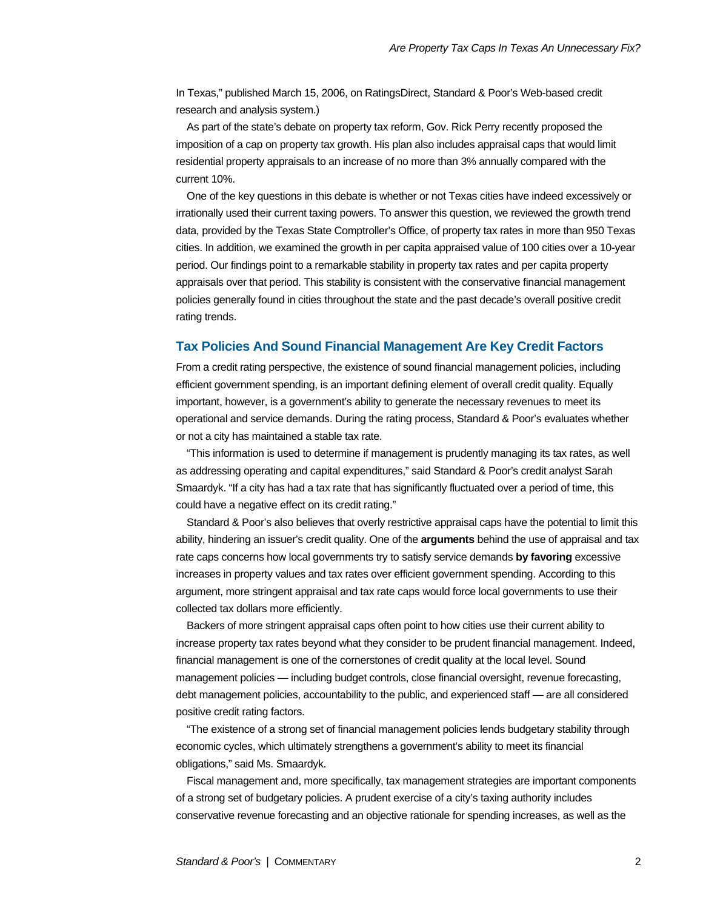In Texas," published March 15, 2006, on RatingsDirect, Standard & Poor's Web-based credit research and analysis system.)

As part of the state's debate on property tax reform, Gov. Rick Perry recently proposed the imposition of a cap on property tax growth. His plan also includes appraisal caps that would limit residential property appraisals to an increase of no more than 3% annually compared with the current 10%.

One of the key questions in this debate is whether or not Texas cities have indeed excessively or irrationally used their current taxing powers. To answer this question, we reviewed the growth trend data, provided by the Texas State Comptroller's Office, of property tax rates in more than 950 Texas cities. In addition, we examined the growth in per capita appraised value of 100 cities over a 10-year period. Our findings point to a remarkable stability in property tax rates and per capita property appraisals over that period. This stability is consistent with the conservative financial management policies generally found in cities throughout the state and the past decade's overall positive credit rating trends.

## Tax Policies And Sound Financial Management Are Key Credit Factors

From a credit rating perspective, the existence of sound financial management policies, including efficient government spending, is an important defining element of overall credit quality. Equally important, however, is a government's ability to generate the necessary revenues to meet its operational and service demands. During the rating process, Standard & Poor's evaluates whether or not a city has maintained a stable tax rate.

"This information is used to determine if management is prudently managing its tax rates, as well as addressing operating and capital expenditures," said Standard & Poor's credit analyst Sarah Smaardyk. "If a city has had a tax rate that has significantly fluctuated over a period of time, this could have a negative effect on its credit rating."

Standard & Poor's also believes that overly restrictive appraisal caps have the potential to limit this ability, hindering an issuer's credit quality. One of the **arguments** behind the use of appraisal and tax rate caps concerns how local governments try to satisfy service demands **by favoring** excessive increases in property values and tax rates over efficient government spending. According to this argument, more stringent appraisal and tax rate caps would force local governments to use their collected tax dollars more efficiently.

Backers of more stringent appraisal caps often point to how cities use their current ability to increase property tax rates beyond what they consider to be prudent financial management. Indeed, financial management is one of the cornerstones of credit quality at the local level. Sound management policies — including budget controls, close financial oversight, revenue forecasting, debt management policies, accountability to the public, and experienced staff — are all considered positive credit rating factors.

"The existence of a strong set of financial management policies lends budgetary stability through economic cycles, which ultimately strengthens a government's ability to meet its financial obligations," said Ms. Smaardyk.

Fiscal management and, more specifically, tax management strategies are important components of a strong set of budgetary policies. A prudent exercise of a city's taxing authority includes conservative revenue forecasting and an objective rationale for spending increases, as well as the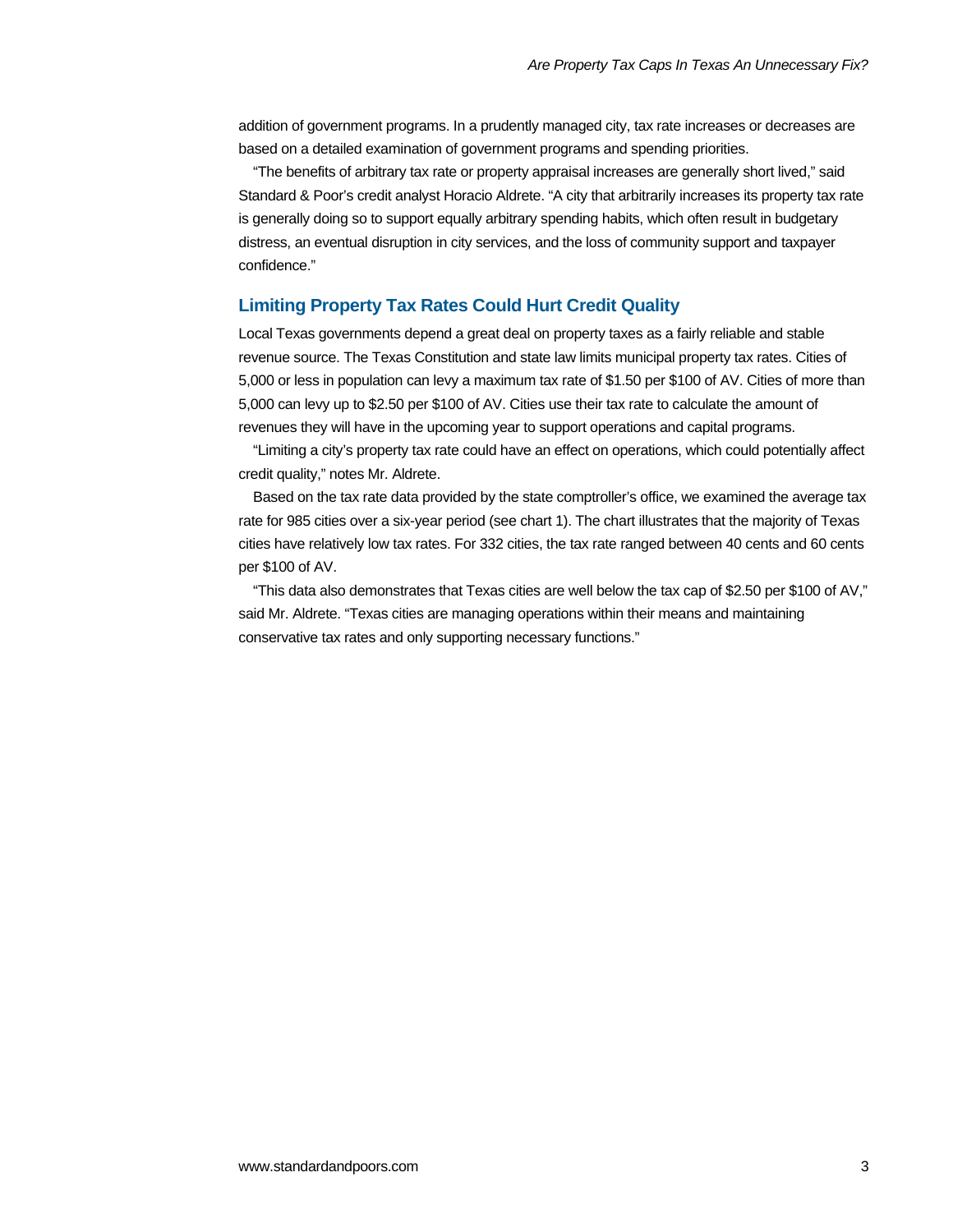addition of government programs. In a prudently managed city, tax rate increases or decreases are based on a detailed examination of government programs and spending priorities.

"The benefits of arbitrary tax rate or property appraisal increases are generally short lived," said Standard & Poor's credit analyst Horacio Aldrete. "A city that arbitrarily increases its property tax rate is generally doing so to support equally arbitrary spending habits, which often result in budgetary distress, an eventual disruption in city services, and the loss of community support and taxpayer confidence."

## Limiting Property Tax Rates Could Hurt Credit Quality

Local Texas governments depend a great deal on property taxes as a fairly reliable and stable revenue source. The Texas Constitution and state law limits municipal property tax rates. Cities of 5,000 or less in population can levy a maximum tax rate of $1.50 per $100 of AV. Cities of more than 5,000 can levy up to $2.50 per $100 of AV. Cities use their tax rate to calculate the amount of revenues they will have in the upcoming year to support operations and capital programs.

"Limiting a city's property tax rate could have an effect on operations, which could potentially affect credit quality," notes Mr. Aldrete.

Based on the tax rate data provided by the state comptroller's office, we examined the average tax rate for 985 cities over a six-year period (see chart 1). The chart illustrates that the majority of Texas cities have relatively low tax rates. For 332 cities, the tax rate ranged between 40 cents and 60 cents per $100 of AV.

"This data also demonstrates that Texas cities are well below the tax cap of $2.50 per $100 of AV," said Mr. Aldrete. "Texas cities are managing operations within their means and maintaining conservative tax rates and only supporting necessary functions."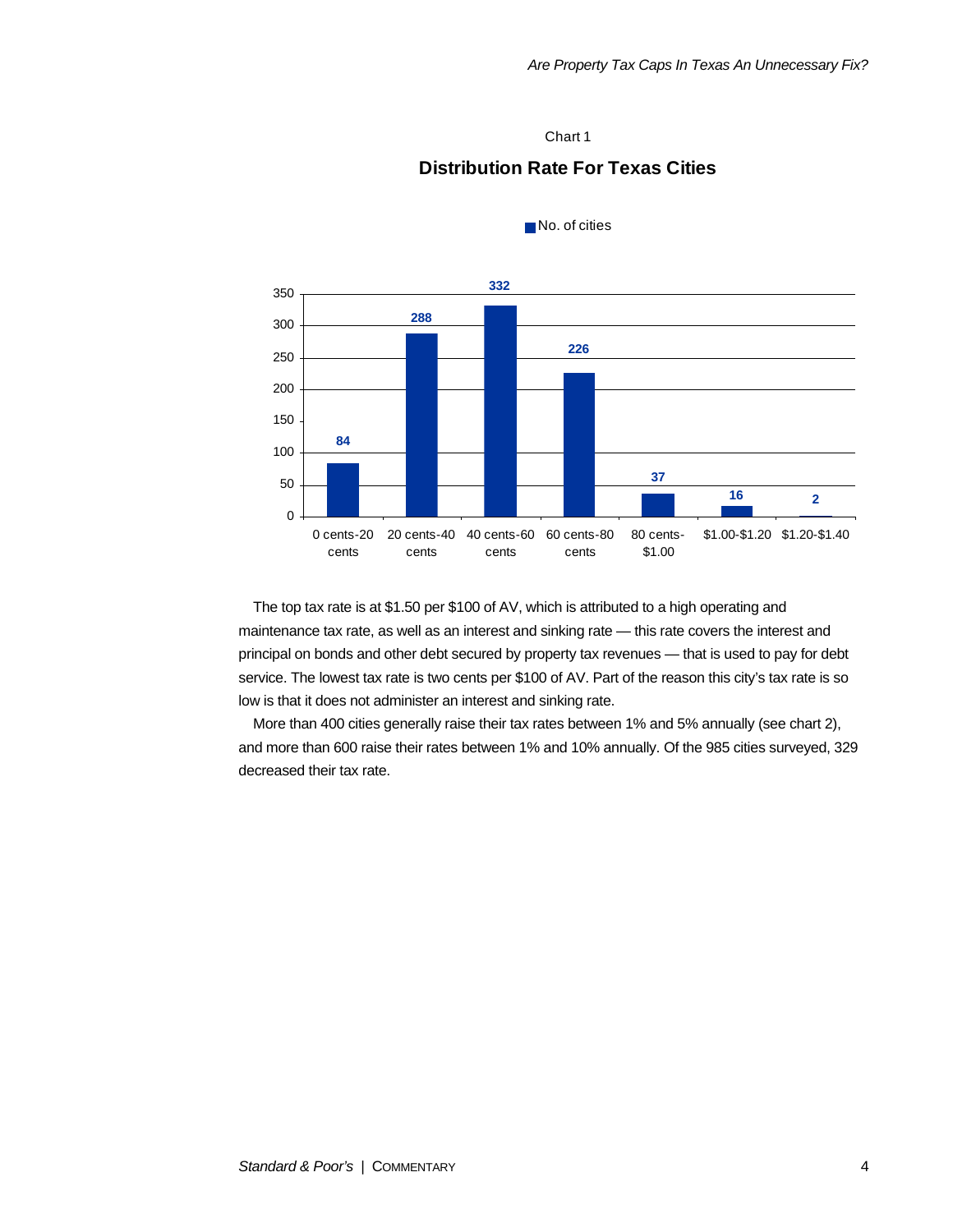Chart 1

**Distribution Rate For Texas Cities**

| Tax rate range | No. of cities |
|---|---|
| 0 cents-20 cents | 84 |
| 20 cents-40 cents | 288 |
| 40 cents-60 cents | 332 |
| 60 cents-80 cents | 226 |
| 80 cents-$1.00 | 37 |
| $1.00-$1.20 | 16 |
| $1.20-$1.40 | 2 |

The top tax rate is at $1.50 per $100 of AV, which is attributed to a high operating and maintenance tax rate, as well as an interest and sinking rate — this rate covers the interest and principal on bonds and other debt secured by property tax revenues — that is used to pay for debt service. The lowest tax rate is two cents per $100 of AV. Part of the reason this city's tax rate is so low is that it does not administer an interest and sinking rate.

More than 400 cities generally raise their tax rates between 1% and 5% annually (see chart 2), and more than 600 raise their rates between 1% and 10% annually. Of the 985 cities surveyed, 329 decreased their tax rate.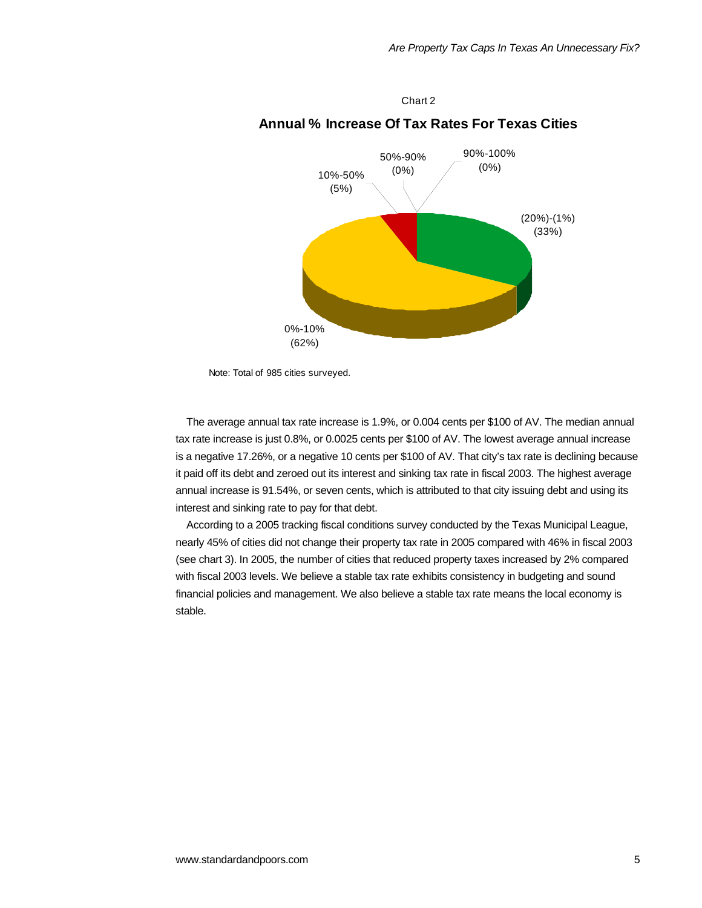Chart 2

**Annual % Increase Of Tax Rates For Texas Cities**

| Range | Share |
| --- | --- |
| (20%)-(1%) | (33%) |
| 0%-10% | (62%) |
| 10%-50% | (5%) |
| 50%-90% | (0%) |
| 90%-100% | (0%) |

Note: Total of 985 cities surveyed.

The average annual tax rate increase is 1.9%, or 0.004 cents per $100 of AV. The median annual tax rate increase is just 0.8%, or 0.0025 cents per $100 of AV. The lowest average annual increase is a negative 17.26%, or a negative 10 cents per $100 of AV. That city's tax rate is declining because it paid off its debt and zeroed out its interest and sinking tax rate in fiscal 2003. The highest average annual increase is 91.54%, or seven cents, which is attributed to that city issuing debt and using its interest and sinking rate to pay for that debt.

According to a 2005 tracking fiscal conditions survey conducted by the Texas Municipal League, nearly 45% of cities did not change their property tax rate in 2005 compared with 46% in fiscal 2003 (see chart 3). In 2005, the number of cities that reduced property taxes increased by 2% compared with fiscal 2003 levels. We believe a stable tax rate exhibits consistency in budgeting and sound financial policies and management. We also believe a stable tax rate means the local economy is stable.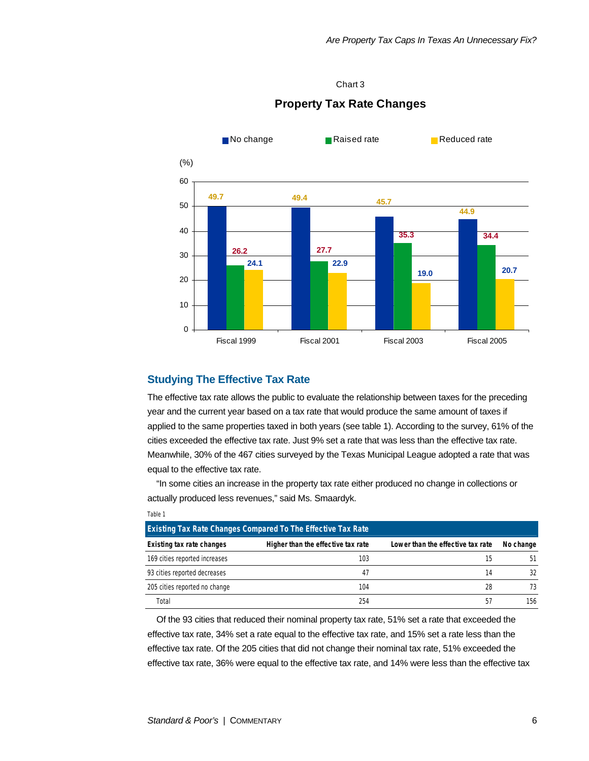Chart 3

**Property Tax Rate Changes**

(%)

| | No change | Raised rate | Reduced rate |
|---|---|---|---|
| Fiscal 1999 | 49.7 | 26.2 | 24.1 |
| Fiscal 2001 | 49.4 | 27.7 | 22.9 |
| Fiscal 2003 | 45.7 | 35.3 | 19.0 |
| Fiscal 2005 | 44.9 | 34.4 | 20.7 |

## Studying The Effective Tax Rate

The effective tax rate allows the public to evaluate the relationship between taxes for the preceding year and the current year based on a tax rate that would produce the same amount of taxes if applied to the same properties taxed in both years (see table 1). According to the survey, 61% of the cities exceeded the effective tax rate. Just 9% set a rate that was less than the effective tax rate. Meanwhile, 30% of the 467 cities surveyed by the Texas Municipal League adopted a rate that was equal to the effective tax rate.

"In some cities an increase in the property tax rate either produced no change in collections or actually produced less revenues," said Ms. Smaardyk.

Table 1

**Existing Tax Rate Changes Compared To The Effective Tax Rate**

| Existing tax rate changes | Higher than the effective tax rate | Lower than the effective tax rate | No change |
|---|---|---|---|
| 169 cities reported increases | 103 | 15 | 51 |
| 93 cities reported decreases | 47 | 14 | 32 |
| 205 cities reported no change | 104 | 28 | 73 |
| Total | 254 | 57 | 156 |

Of the 93 cities that reduced their nominal property tax rate, 51% set a rate that exceeded the effective tax rate, 34% set a rate equal to the effective tax rate, and 15% set a rate less than the effective tax rate. Of the 205 cities that did not change their nominal tax rate, 51% exceeded the effective tax rate, 36% were equal to the effective tax rate, and 14% were less than the effective tax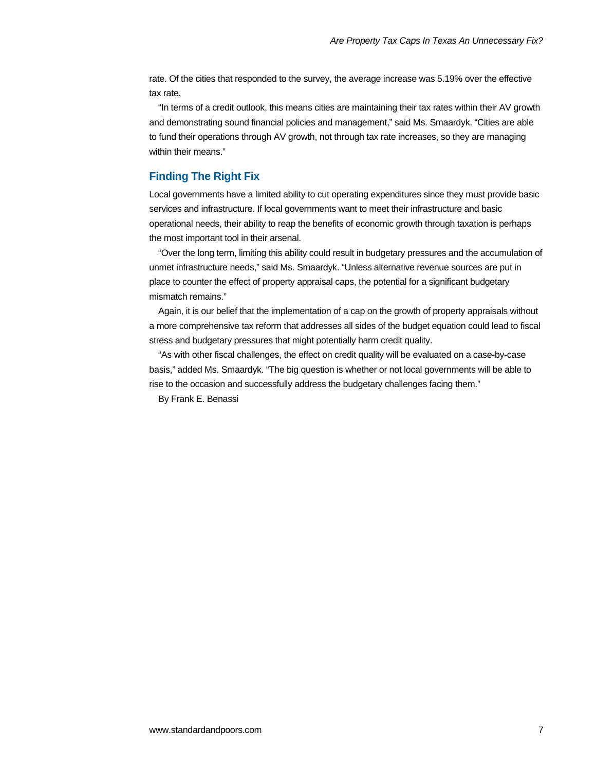rate. Of the cities that responded to the survey, the average increase was 5.19% over the effective tax rate.

"In terms of a credit outlook, this means cities are maintaining their tax rates within their AV growth and demonstrating sound financial policies and management," said Ms. Smaardyk. "Cities are able to fund their operations through AV growth, not through tax rate increases, so they are managing within their means."

## Finding The Right Fix

Local governments have a limited ability to cut operating expenditures since they must provide basic services and infrastructure. If local governments want to meet their infrastructure and basic operational needs, their ability to reap the benefits of economic growth through taxation is perhaps the most important tool in their arsenal.

"Over the long term, limiting this ability could result in budgetary pressures and the accumulation of unmet infrastructure needs," said Ms. Smaardyk. "Unless alternative revenue sources are put in place to counter the effect of property appraisal caps, the potential for a significant budgetary mismatch remains."

Again, it is our belief that the implementation of a cap on the growth of property appraisals without a more comprehensive tax reform that addresses all sides of the budget equation could lead to fiscal stress and budgetary pressures that might potentially harm credit quality.

"As with other fiscal challenges, the effect on credit quality will be evaluated on a case-by-case basis," added Ms. Smaardyk. "The big question is whether or not local governments will be able to rise to the occasion and successfully address the budgetary challenges facing them."

By Frank E. Benassi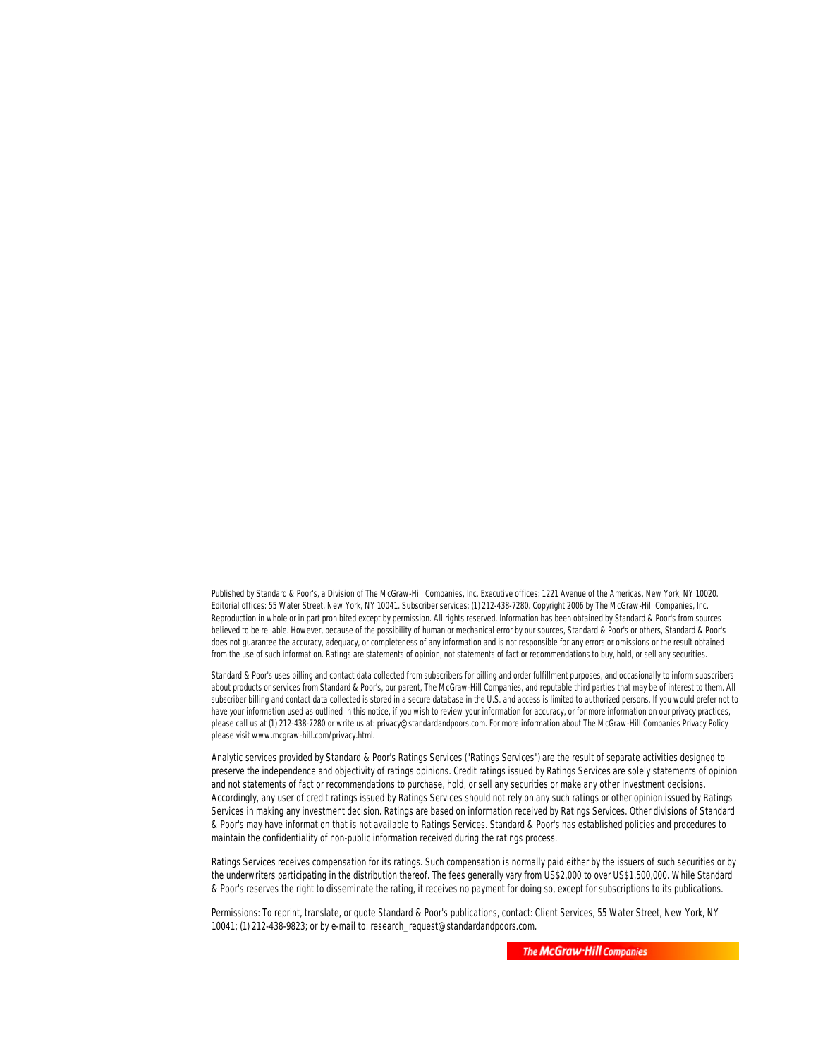Published by Standard & Poor's, a Division of The McGraw-Hill Companies, Inc. Executive offices: 1221 Avenue of the Americas, New York, NY 10020. Editorial offices: 55 Water Street, New York, NY 10041. Subscriber services: (1) 212-438-7280. Copyright 2006 by The McGraw-Hill Companies, Inc. Reproduction in whole or in part prohibited except by permission. All rights reserved. Information has been obtained by Standard & Poor's from sources believed to be reliable. However, because of the possibility of human or mechanical error by our sources, Standard & Poor's or others, Standard & Poor's does not guarantee the accuracy, adequacy, or completeness of any information and is not responsible for any errors or omissions or the result obtained from the use of such information. Ratings are statements of opinion, not statements of fact or recommendations to buy, hold, or sell any securities.

Standard & Poor's uses billing and contact data collected from subscribers for billing and order fulfillment purposes, and occasionally to inform subscribers about products or services from Standard & Poor's, our parent, The McGraw-Hill Companies, and reputable third parties that may be of interest to them. All subscriber billing and contact data collected is stored in a secure database in the U.S. and access is limited to authorized persons. If you would prefer not to have your information used as outlined in this notice, if you wish to review your information for accuracy, or for more information on our privacy practices, please call us at (1) 212-438-7280 or write us at: privacy@standardandpoors.com. For more information about The McGraw-Hill Companies Privacy Policy please visit www.mcgraw-hill.com/privacy.html.

Analytic services provided by Standard & Poor's Ratings Services ("Ratings Services") are the result of separate activities designed to preserve the independence and objectivity of ratings opinions. Credit ratings issued by Ratings Services are solely statements of opinion and not statements of fact or recommendations to purchase, hold, or sell any securities or make any other investment decisions. Accordingly, any user of credit ratings issued by Ratings Services should not rely on any such ratings or other opinion issued by Ratings Services in making any investment decision. Ratings are based on information received by Ratings Services. Other divisions of Standard & Poor's may have information that is not available to Ratings Services. Standard & Poor's has established policies and procedures to maintain the confidentiality of non-public information received during the ratings process.

Ratings Services receives compensation for its ratings. Such compensation is normally paid either by the issuers of such securities or by the underwriters participating in the distribution thereof. The fees generally vary from US$2,000 to over US$1,500,000. While Standard & Poor's reserves the right to disseminate the rating, it receives no payment for doing so, except for subscriptions to its publications.

Permissions: To reprint, translate, or quote Standard & Poor's publications, contact: Client Services, 55 Water Street, New York, NY 10041; (1) 212-438-9823; or by e-mail to: research_request@standardandpoors.com.

The McGraw-Hill Companies